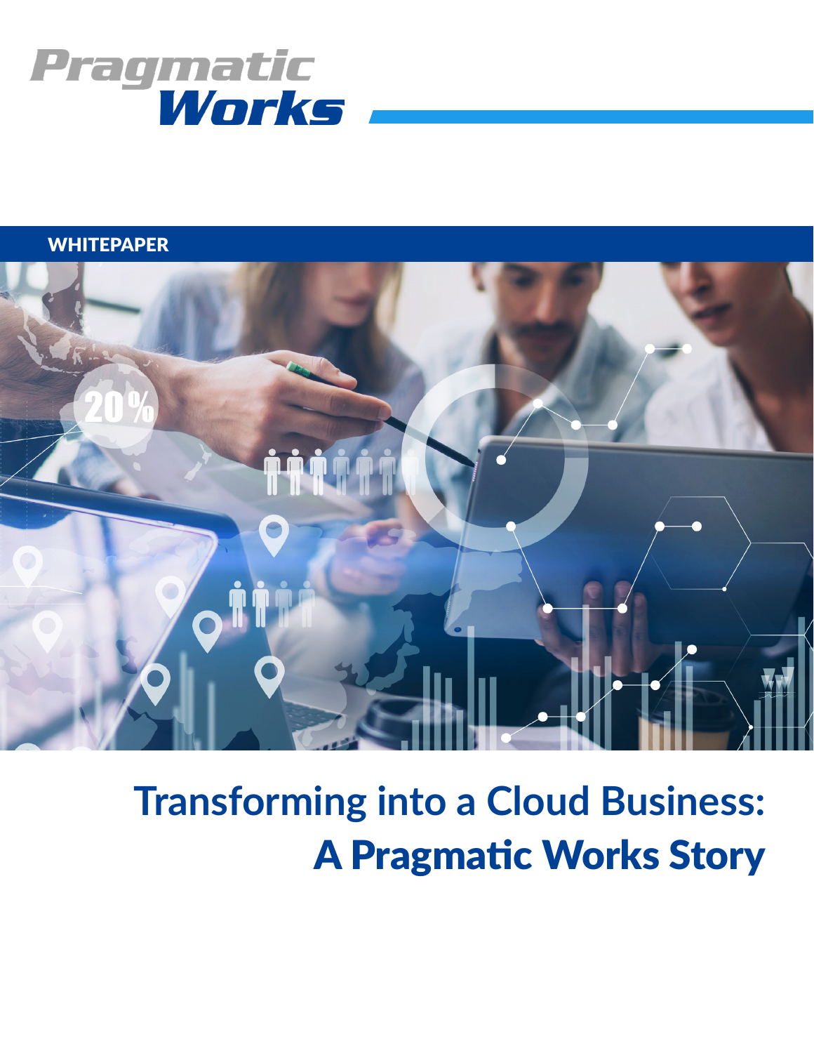Pragmatic Works

WHITEPAPER

# Transforming into a Cloud Business: A Pragmatic Works Story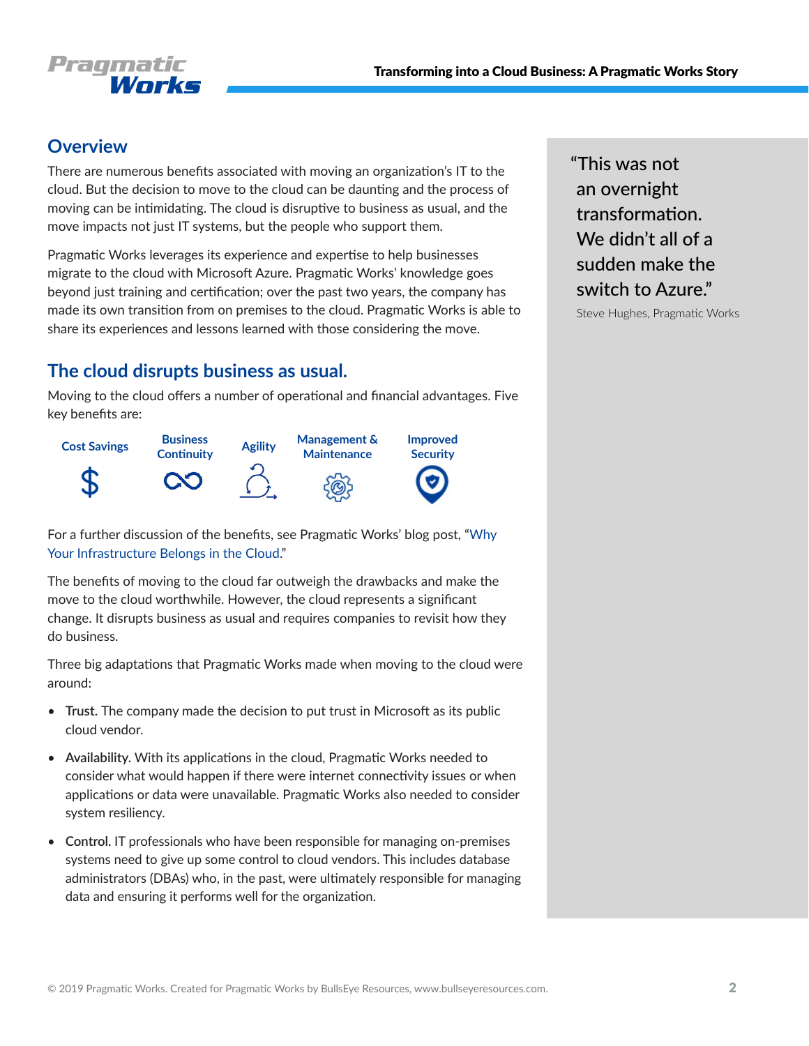## Overview

There are numerous benefits associated with moving an organization's IT to the cloud. But the decision to move to the cloud can be daunting and the process of moving can be intimidating. The cloud is disruptive to business as usual, and the move impacts not just IT systems, but the people who support them.

Pragmatic Works leverages its experience and expertise to help businesses migrate to the cloud with Microsoft Azure. Pragmatic Works' knowledge goes beyond just training and certification; over the past two years, the company has made its own transition from on premises to the cloud. Pragmatic Works is able to share its experiences and lessons learned with those considering the move.

> "This was not an overnight transformation. We didn't all of a sudden make the switch to Azure."
>
> Steve Hughes, Pragmatic Works

## The cloud disrupts business as usual.

Moving to the cloud offers a number of operational and financial advantages. Five key benefits are:

- Cost Savings
- Business Continuity
- Agility
- Management & Maintenance
- Improved Security

For a further discussion of the benefits, see Pragmatic Works' blog post, "Why Your Infrastructure Belongs in the Cloud."

The benefits of moving to the cloud far outweigh the drawbacks and make the move to the cloud worthwhile. However, the cloud represents a significant change. It disrupts business as usual and requires companies to revisit how they do business.

Three big adaptations that Pragmatic Works made when moving to the cloud were around:

- **Trust.** The company made the decision to put trust in Microsoft as its public cloud vendor.
- **Availability.** With its applications in the cloud, Pragmatic Works needed to consider what would happen if there were internet connectivity issues or when applications or data were unavailable. Pragmatic Works also needed to consider system resiliency.
- **Control.** IT professionals who have been responsible for managing on-premises systems need to give up some control to cloud vendors. This includes database administrators (DBAs) who, in the past, were ultimately responsible for managing data and ensuring it performs well for the organization.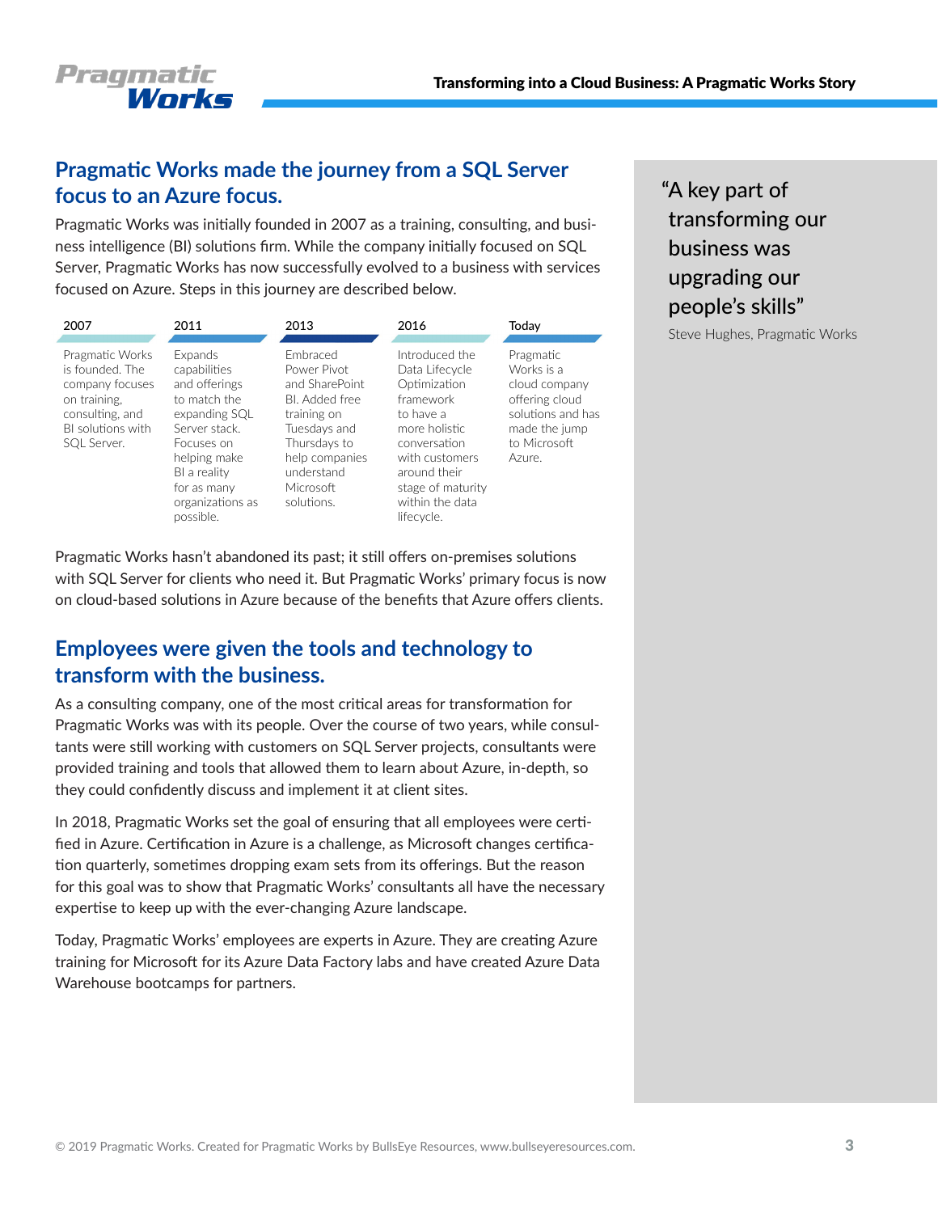## Pragmatic Works made the journey from a SQL Server focus to an Azure focus.

Pragmatic Works was initially founded in 2007 as a training, consulting, and business intelligence (BI) solutions firm. While the company initially focused on SQL Server, Pragmatic Works has now successfully evolved to a business with services focused on Azure. Steps in this journey are described below.

| 2007 | 2011 | 2013 | 2016 | Today |
| --- | --- | --- | --- | --- |
| Pragmatic Works is founded. The company focuses on training, consulting, and BI solutions with SQL Server. | Expands capabilities and offerings to match the expanding SQL Server stack. Focuses on helping make BI a reality for as many organizations as possible. | Embraced Power Pivot and SharePoint BI. Added free training on Tuesdays and Thursdays to help companies understand Microsoft solutions. | Introduced the Data Lifecycle Optimization framework to have a more holistic conversation with customers around their stage of maturity within the data lifecycle. | Pragmatic Works is a cloud company offering cloud solutions and has made the jump to Microsoft Azure. |

Pragmatic Works hasn't abandoned its past; it still offers on-premises solutions with SQL Server for clients who need it. But Pragmatic Works' primary focus is now on cloud-based solutions in Azure because of the benefits that Azure offers clients.

## Employees were given the tools and technology to transform with the business.

As a consulting company, one of the most critical areas for transformation for Pragmatic Works was with its people. Over the course of two years, while consultants were still working with customers on SQL Server projects, consultants were provided training and tools that allowed them to learn about Azure, in-depth, so they could confidently discuss and implement it at client sites.

In 2018, Pragmatic Works set the goal of ensuring that all employees were certified in Azure. Certification in Azure is a challenge, as Microsoft changes certification quarterly, sometimes dropping exam sets from its offerings. But the reason for this goal was to show that Pragmatic Works' consultants all have the necessary expertise to keep up with the ever-changing Azure landscape.

Today, Pragmatic Works' employees are experts in Azure. They are creating Azure training for Microsoft for its Azure Data Factory labs and have created Azure Data Warehouse bootcamps for partners.

> "A key part of transforming our business was upgrading our people's skills"
>
> Steve Hughes, Pragmatic Works

© 2019 Pragmatic Works. Created for Pragmatic Works by BullsEye Resources, www.bullseyeresources.com.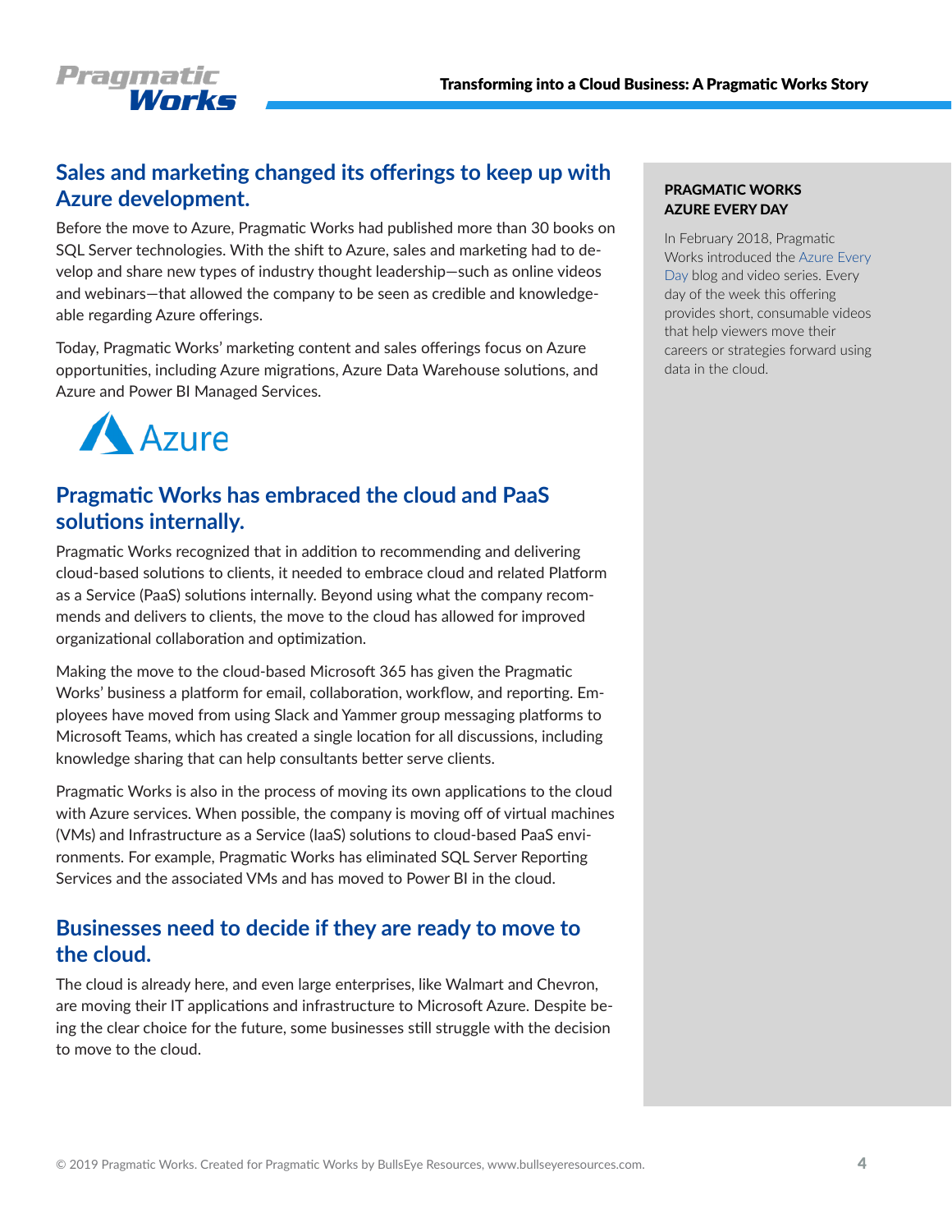## Sales and marketing changed its offerings to keep up with Azure development.

Before the move to Azure, Pragmatic Works had published more than 30 books on SQL Server technologies. With the shift to Azure, sales and marketing had to develop and share new types of industry thought leadership—such as online videos and webinars—that allowed the company to be seen as credible and knowledgeable regarding Azure offerings.

Today, Pragmatic Works' marketing content and sales offerings focus on Azure opportunities, including Azure migrations, Azure Data Warehouse solutions, and Azure and Power BI Managed Services.

Azure

## Pragmatic Works has embraced the cloud and PaaS solutions internally.

Pragmatic Works recognized that in addition to recommending and delivering cloud-based solutions to clients, it needed to embrace cloud and related Platform as a Service (PaaS) solutions internally. Beyond using what the company recommends and delivers to clients, the move to the cloud has allowed for improved organizational collaboration and optimization.

Making the move to the cloud-based Microsoft 365 has given the Pragmatic Works' business a platform for email, collaboration, workflow, and reporting. Employees have moved from using Slack and Yammer group messaging platforms to Microsoft Teams, which has created a single location for all discussions, including knowledge sharing that can help consultants better serve clients.

Pragmatic Works is also in the process of moving its own applications to the cloud with Azure services. When possible, the company is moving off of virtual machines (VMs) and Infrastructure as a Service (IaaS) solutions to cloud-based PaaS environments. For example, Pragmatic Works has eliminated SQL Server Reporting Services and the associated VMs and has moved to Power BI in the cloud.

## Businesses need to decide if they are ready to move to the cloud.

The cloud is already here, and even large enterprises, like Walmart and Chevron, are moving their IT applications and infrastructure to Microsoft Azure. Despite being the clear choice for the future, some businesses still struggle with the decision to move to the cloud.

**PRAGMATIC WORKS AZURE EVERY DAY**

In February 2018, Pragmatic Works introduced the Azure Every Day blog and video series. Every day of the week this offering provides short, consumable videos that help viewers move their careers or strategies forward using data in the cloud.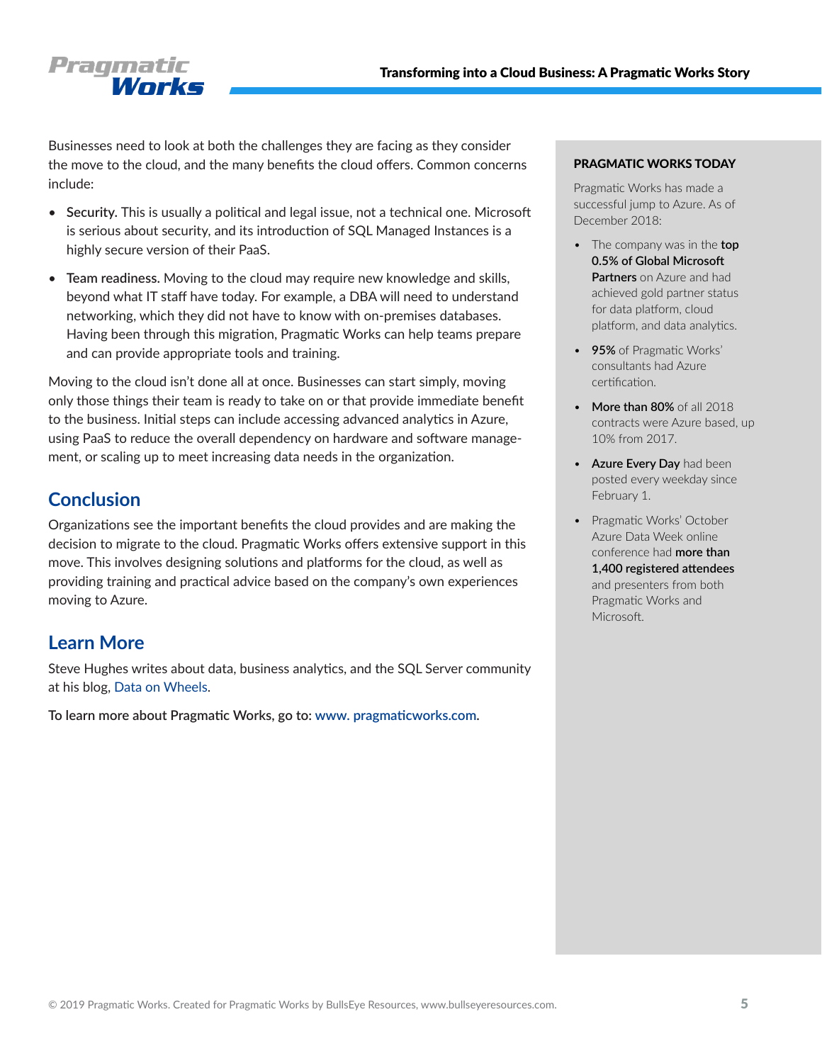Businesses need to look at both the challenges they are facing as they consider the move to the cloud, and the many benefits the cloud offers. Common concerns include:

- **Security.** This is usually a political and legal issue, not a technical one. Microsoft is serious about security, and its introduction of SQL Managed Instances is a highly secure version of their PaaS.
- **Team readiness.** Moving to the cloud may require new knowledge and skills, beyond what IT staff have today. For example, a DBA will need to understand networking, which they did not have to know with on-premises databases. Having been through this migration, Pragmatic Works can help teams prepare and can provide appropriate tools and training.

Moving to the cloud isn't done all at once. Businesses can start simply, moving only those things their team is ready to take on or that provide immediate benefit to the business. Initial steps can include accessing advanced analytics in Azure, using PaaS to reduce the overall dependency on hardware and software management, or scaling up to meet increasing data needs in the organization.

## Conclusion

Organizations see the important benefits the cloud provides and are making the decision to migrate to the cloud. Pragmatic Works offers extensive support in this move. This involves designing solutions and platforms for the cloud, as well as providing training and practical advice based on the company's own experiences moving to Azure.

## Learn More

Steve Hughes writes about data, business analytics, and the SQL Server community at his blog, Data on Wheels.

To learn more about Pragmatic Works, go to: www. pragmaticworks.com.

### PRAGMATIC WORKS TODAY

Pragmatic Works has made a successful jump to Azure. As of December 2018:

- The company was in the **top 0.5% of Global Microsoft Partners** on Azure and had achieved gold partner status for data platform, cloud platform, and data analytics.
- **95%** of Pragmatic Works' consultants had Azure certification.
- **More than 80%** of all 2018 contracts were Azure based, up 10% from 2017.
- **Azure Every Day** had been posted every weekday since February 1.
- Pragmatic Works' October Azure Data Week online conference had **more than 1,400 registered attendees** and presenters from both Pragmatic Works and Microsoft.

© 2019 Pragmatic Works. Created for Pragmatic Works by BullsEye Resources, www.bullseyeresources.com.